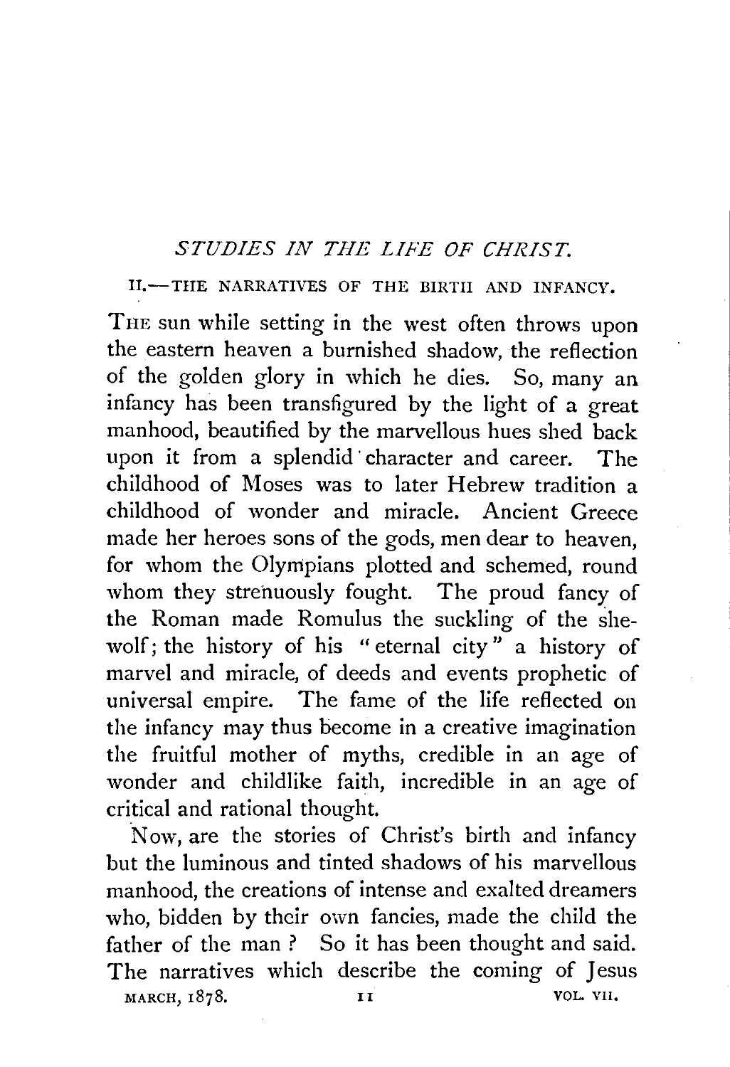## *STUDIES IN THE LIFE OF CHRIST.*

### II.—THE NARRATIVES OF THE BIRTH AND INFANCY.

THE sun while setting in the west often throws upon the eastern heaven a burnished shadow, the reflection of the golden glory in which he dies. So, many an infancy has been transfigured by the light of a great manhood, beautified by the marvellous hues shed back upon it from a splendid character and career. The childhood of Moses was to later Hebrew tradition a childhood of wonder and miracle. Ancient Greece made her heroes sons of the gods, men dear to heaven, for whom the Olympians plotted and schemed, round whom they strenuously fought. The proud fancy of the Roman made Romulus the suckling of the she-wolf; the history of his "eternal city" a history of marvel and miracle, of deeds and events prophetic of universal empire. The fame of the life reflected on the infancy may thus become in a creative imagination the fruitful mother of myths, credible in an age of wonder and childlike faith, incredible in an age of critical and rational thought.

Now, are the stories of Christ's birth and infancy but the luminous and tinted shadows of his marvellous manhood, the creations of intense and exalted dreamers who, bidden by their own fancies, made the child the father of the man? So it has been thought and said. The narratives which describe the coming of Jesus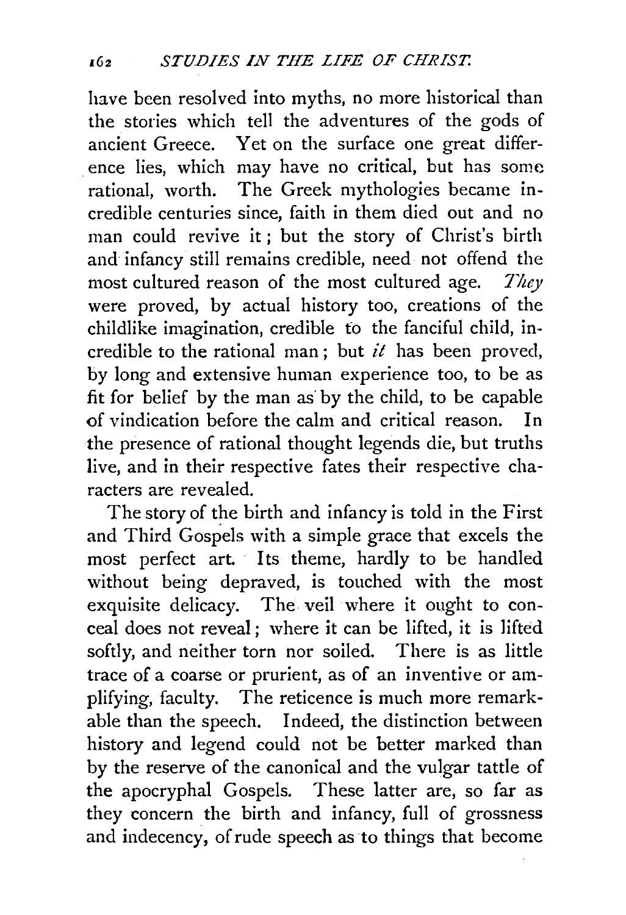have been resolved into myths, no more historical than the stories which tell the adventures of the gods of ancient Greece. Yet on the surface one great difference lies, which may have no critical, but has some rational, worth. The Greek mythologies became incredible centuries since, faith in them died out and no man could revive it; but the story of Christ's birth and infancy still remains credible, need not offend the most cultured reason of the most cultured age. *They* were proved, by actual history too, creations of the childlike imagination, credible to the fanciful child, incredible to the rational man; but *it* has been proved, by long and extensive human experience too, to be as fit for belief by the man as by the child, to be capable of vindication before the calm and critical reason. In the presence of rational thought legends die, but truths live, and in their respective fates their respective characters are revealed.

The story of the birth and infancy is told in the First and Third Gospels with a simple grace that excels the most perfect art. Its theme, hardly to be handled without being depraved, is touched with the most exquisite delicacy. The veil where it ought to conceal does not reveal; where it can be lifted, it is lifted softly, and neither torn nor soiled. There is as little trace of a coarse or prurient, as of an inventive or amplifying, faculty. The reticence is much more remarkable than the speech. Indeed, the distinction between history and legend could not be better marked than by the reserve of the canonical and the vulgar tattle of the apocryphal Gospels. These latter are, so far as they concern the birth and infancy, full of grossness and indecency, of rude speech as to things that become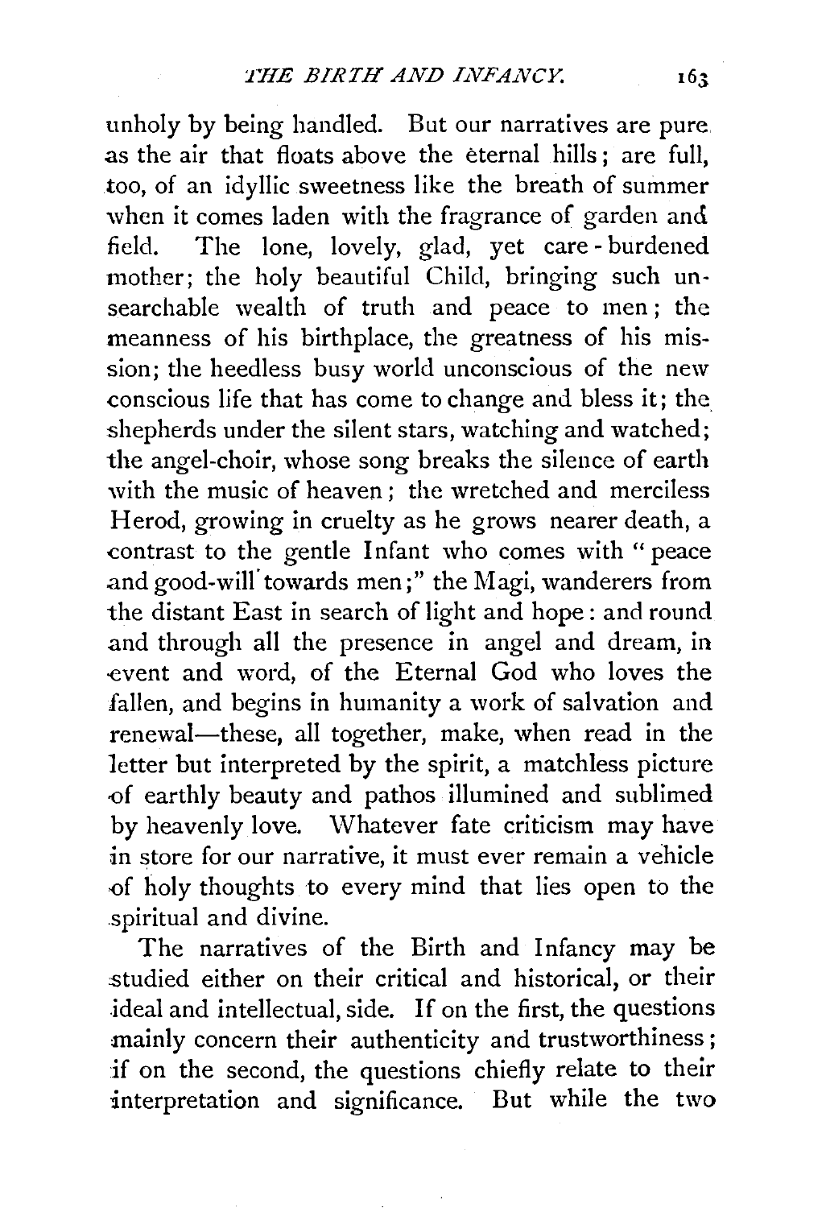unholy by being handled. But our narratives are pure as the air that floats above the eternal hills; are full, too, of an idyllic sweetness like the breath of summer when it comes laden with the fragrance of garden and field. The lone, lovely, glad, yet care-burdened mother; the holy beautiful Child, bringing such unsearchable wealth of truth and peace to men; the meanness of his birthplace, the greatness of his mission; the heedless busy world unconscious of the new conscious life that has come to change and bless it; the shepherds under the silent stars, watching and watched; the angel-choir, whose song breaks the silence of earth with the music of heaven; the wretched and merciless Herod, growing in cruelty as he grows nearer death, a contrast to the gentle Infant who comes with "peace and good-will towards men;" the Magi, wanderers from the distant East in search of light and hope: and round and through all the presence in angel and dream, in event and word, of the Eternal God who loves the fallen, and begins in humanity a work of salvation and renewal—these, all together, make, when read in the letter but interpreted by the spirit, a matchless picture of earthly beauty and pathos illumined and sublimed by heavenly love. Whatever fate criticism may have in store for our narrative, it must ever remain a vehicle of holy thoughts to every mind that lies open to the spiritual and divine.

The narratives of the Birth and Infancy may be studied either on their critical and historical, or their ideal and intellectual, side. If on the first, the questions mainly concern their authenticity and trustworthiness; if on the second, the questions chiefly relate to their interpretation and significance. But while the two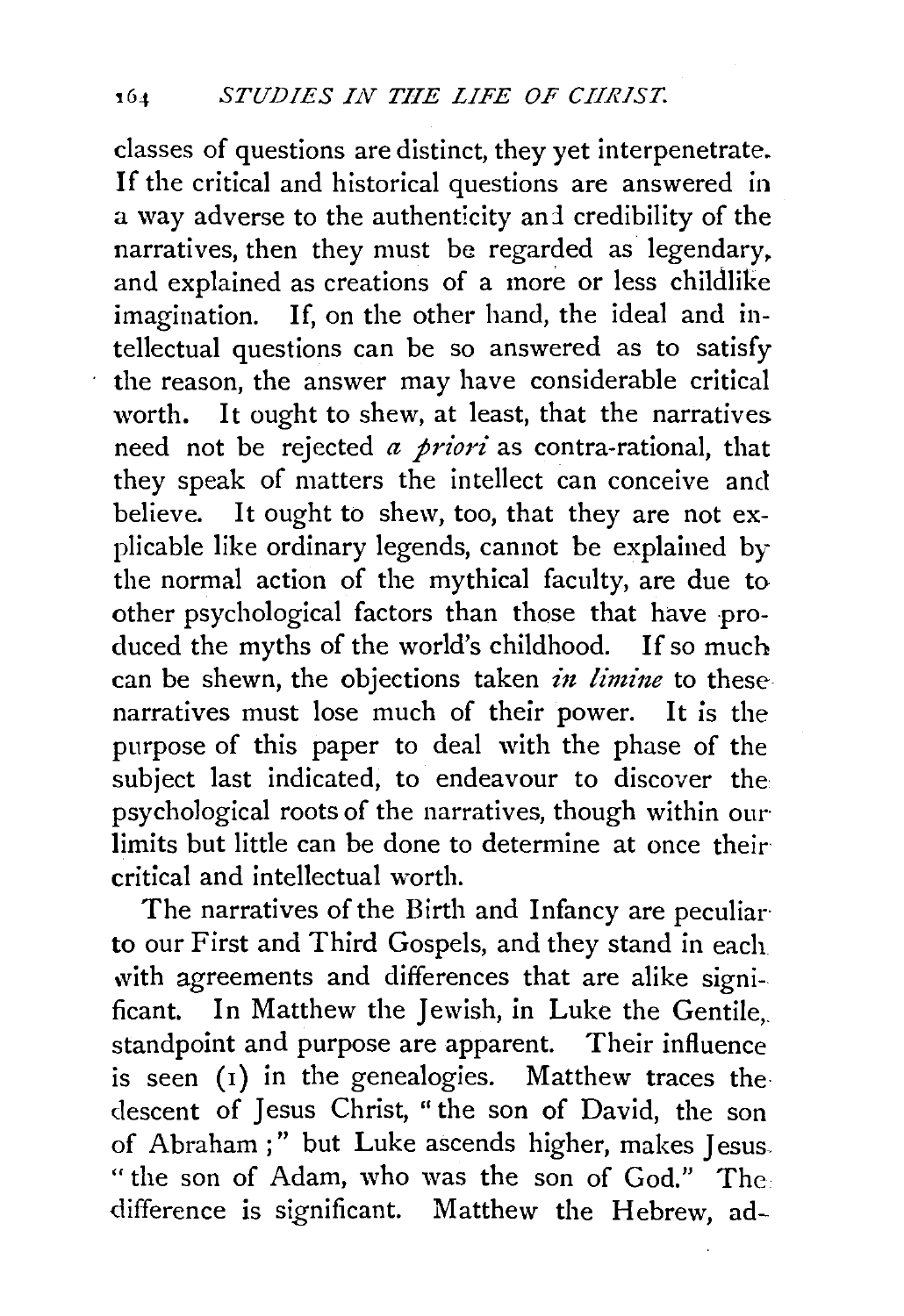classes of questions are distinct, they yet interpenetrate. If the critical and historical questions are answered in a way adverse to the authenticity and credibility of the narratives, then they must be regarded as legendary, and explained as creations of a more or less childlike imagination. If, on the other hand, the ideal and intellectual questions can be so answered as to satisfy the reason, the answer may have considerable critical worth. It ought to shew, at least, that the narratives need not be rejected *a priori* as contra-rational, that they speak of matters the intellect can conceive and believe. It ought to shew, too, that they are not explicable like ordinary legends, cannot be explained by the normal action of the mythical faculty, are due to other psychological factors than those that have produced the myths of the world's childhood. If so much can be shewn, the objections taken *in limine* to these narratives must lose much of their power. It is the purpose of this paper to deal with the phase of the subject last indicated, to endeavour to discover the psychological roots of the narratives, though within our limits but little can be done to determine at once their critical and intellectual worth.

The narratives of the Birth and Infancy are peculiar to our First and Third Gospels, and they stand in each with agreements and differences that are alike significant. In Matthew the Jewish, in Luke the Gentile, standpoint and purpose are apparent. Their influence is seen (1) in the genealogies. Matthew traces the descent of Jesus Christ, "the son of David, the son of Abraham;" but Luke ascends higher, makes Jesus "the son of Adam, who was the son of God." The difference is significant. Matthew the Hebrew, ad-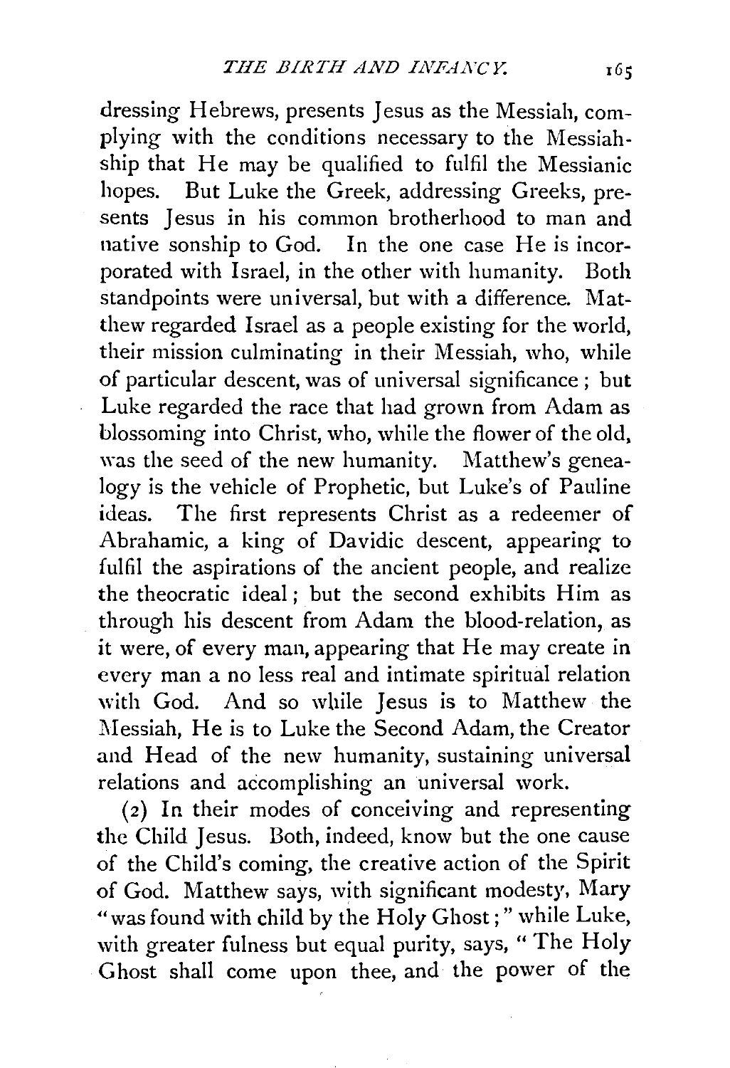dressing Hebrews, presents Jesus as the Messiah, complying with the conditions necessary to the Messiahship that He may be qualified to fulfil the Messianic hopes. But Luke the Greek, addressing Greeks, presents Jesus in his common brotherhood to man and native sonship to God. In the one case He is incorporated with Israel, in the other with humanity. Both standpoints were universal, but with a difference. Matthew regarded Israel as a people existing for the world, their mission culminating in their Messiah, who, while of particular descent, was of universal significance; but Luke regarded the race that had grown from Adam as blossoming into Christ, who, while the flower of the old, was the seed of the new humanity. Matthew's genealogy is the vehicle of Prophetic, but Luke's of Pauline ideas. The first represents Christ as a redeemer of Abrahamic, a king of Davidic descent, appearing to fulfil the aspirations of the ancient people, and realize the theocratic ideal; but the second exhibits Him as through his descent from Adam the blood-relation, as it were, of every man, appearing that He may create in every man a no less real and intimate spiritual relation with God. And so while Jesus is to Matthew the Messiah, He is to Luke the Second Adam, the Creator and Head of the new humanity, sustaining universal relations and accomplishing an universal work.

(2) In their modes of conceiving and representing the Child Jesus. Both, indeed, know but the one cause of the Child's coming, the creative action of the Spirit of God. Matthew says, with significant modesty, Mary "was found with child by the Holy Ghost;" while Luke, with greater fulness but equal purity, says, "The Holy Ghost shall come upon thee, and the power of the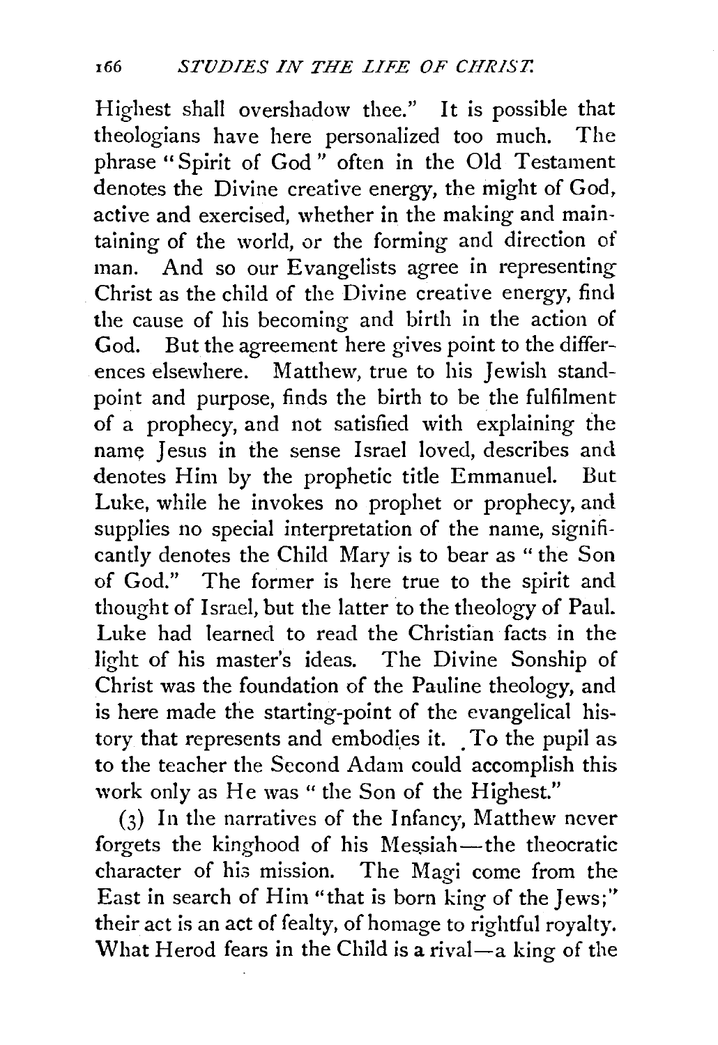Highest shall overshadow thee." It is possible that theologians have here personalized too much. The phrase "Spirit of God" often in the Old Testament denotes the Divine creative energy, the might of God, active and exercised, whether in the making and maintaining of the world, or the forming and direction of man. And so our Evangelists agree in representing Christ as the child of the Divine creative energy, find the cause of his becoming and birth in the action of God. But the agreement here gives point to the differences elsewhere. Matthew, true to his Jewish standpoint and purpose, finds the birth to be the fulfilment of a prophecy, and not satisfied with explaining the name Jesus in the sense Israel loved, describes and denotes Him by the prophetic title Emmanuel. But Luke, while he invokes no prophet or prophecy, and supplies no special interpretation of the name, significantly denotes the Child Mary is to bear as "the Son of God." The former is here true to the spirit and thought of Israel, but the latter to the theology of Paul. Luke had learned to read the Christian facts in the light of his master's ideas. The Divine Sonship of Christ was the foundation of the Pauline theology, and is here made the starting-point of the evangelical history that represents and embodies it. To the pupil as to the teacher the Second Adam could accomplish this work only as He was "the Son of the Highest."

(3) In the narratives of the Infancy, Matthew never forgets the kinghood of his Messiah—the theocratic character of his mission. The Magi come from the East in search of Him "that is born king of the Jews;" their act is an act of fealty, of homage to rightful royalty. What Herod fears in the Child is a rival—a king of the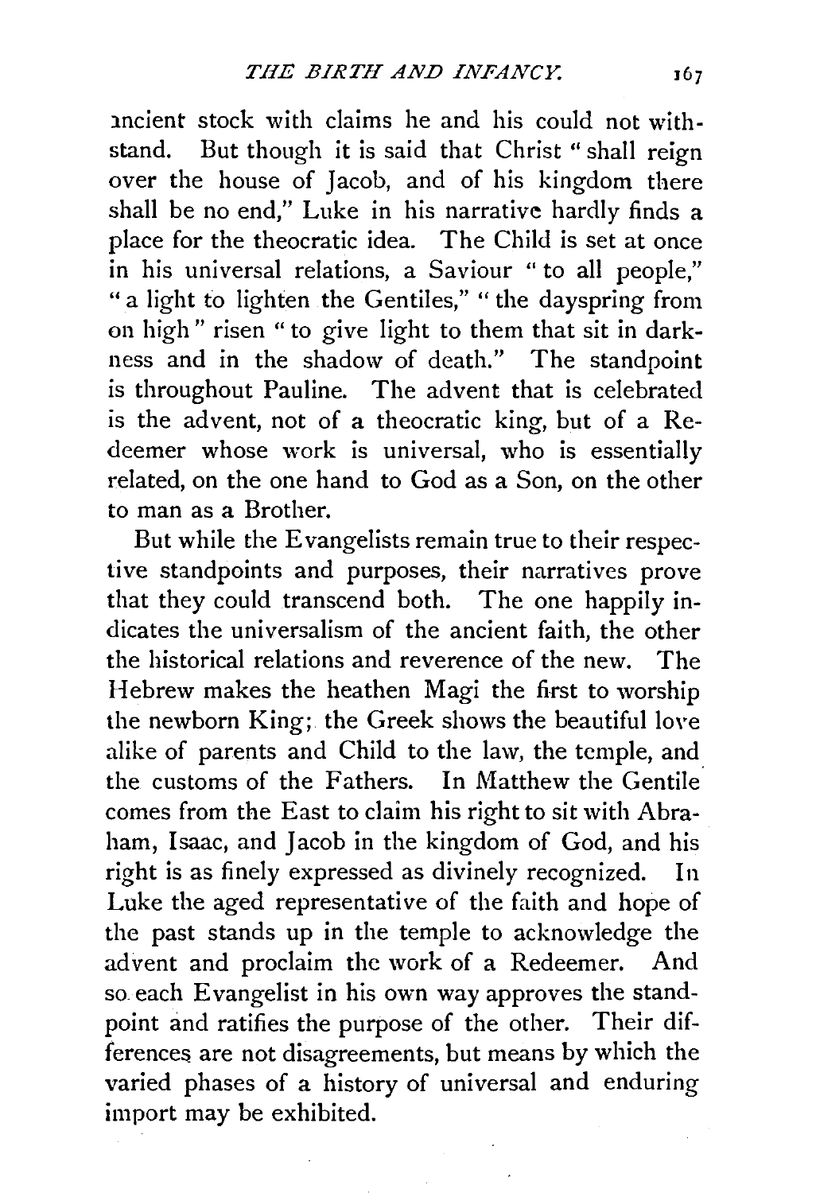ancient stock with claims he and his could not withstand. But though it is said that Christ "shall reign over the house of Jacob, and of his kingdom there shall be no end," Luke in his narrative hardly finds a place for the theocratic idea. The Child is set at once in his universal relations, a Saviour "to all people," "a light to lighten the Gentiles," "the dayspring from on high" risen "to give light to them that sit in darkness and in the shadow of death." The standpoint is throughout Pauline. The advent that is celebrated is the advent, not of a theocratic king, but of a Redeemer whose work is universal, who is essentially related, on the one hand to God as a Son, on the other to man as a Brother.

But while the Evangelists remain true to their respective standpoints and purposes, their narratives prove that they could transcend both. The one happily indicates the universalism of the ancient faith, the other the historical relations and reverence of the new. The Hebrew makes the heathen Magi the first to worship the newborn King; the Greek shows the beautiful love alike of parents and Child to the law, the temple, and the customs of the Fathers. In Matthew the Gentile comes from the East to claim his right to sit with Abraham, Isaac, and Jacob in the kingdom of God, and his right is as finely expressed as divinely recognized. In Luke the aged representative of the faith and hope of the past stands up in the temple to acknowledge the advent and proclaim the work of a Redeemer. And so each Evangelist in his own way approves the standpoint and ratifies the purpose of the other. Their differences are not disagreements, but means by which the varied phases of a history of universal and enduring import may be exhibited.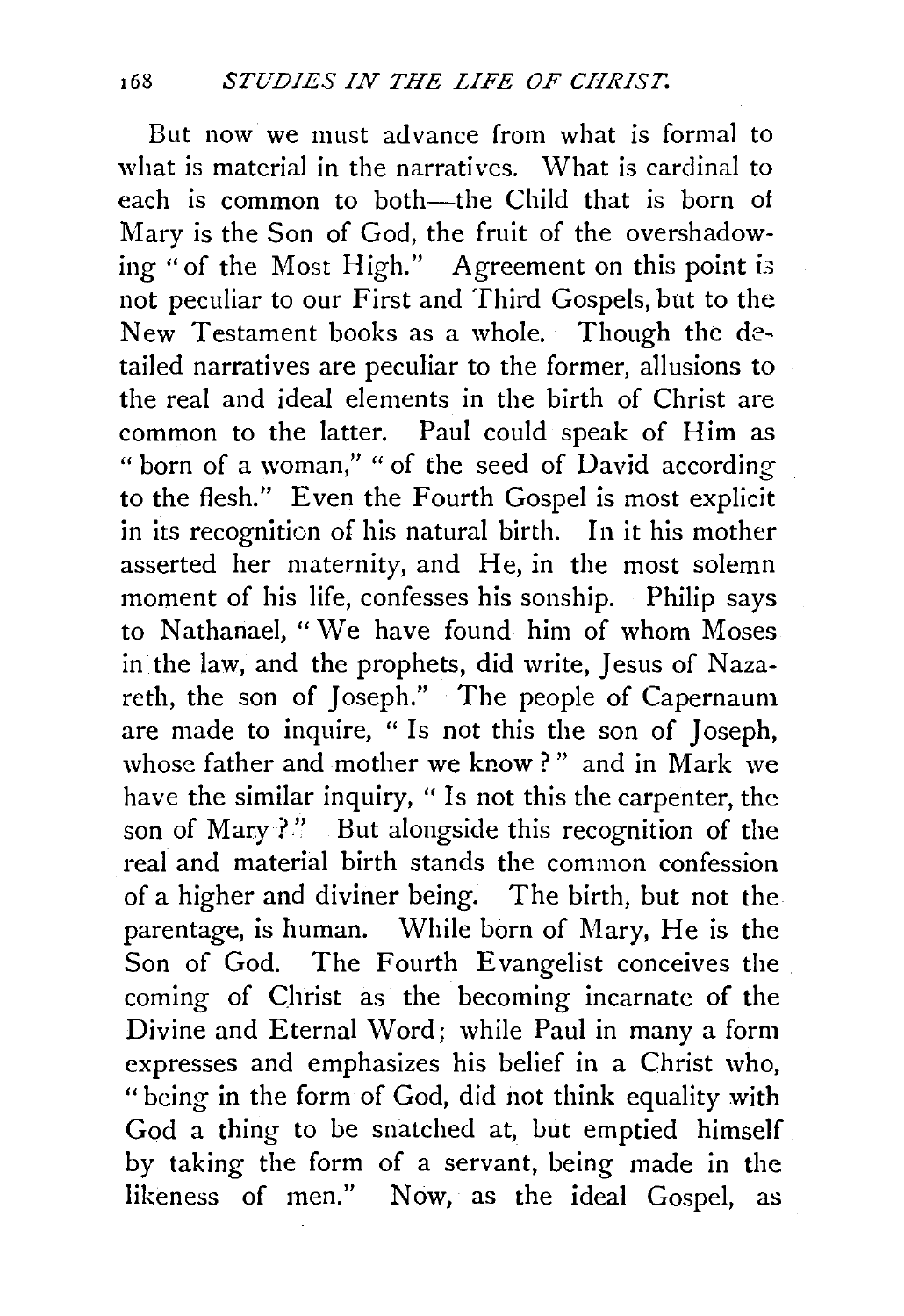But now we must advance from what is formal to what is material in the narratives. What is cardinal to each is common to both—the Child that is born of Mary is the Son of God, the fruit of the overshadowing "of the Most High." Agreement on this point is not peculiar to our First and Third Gospels, but to the New Testament books as a whole. Though the detailed narratives are peculiar to the former, allusions to the real and ideal elements in the birth of Christ are common to the latter. Paul could speak of Him as "born of a woman," "of the seed of David according to the flesh." Even the Fourth Gospel is most explicit in its recognition of his natural birth. In it his mother asserted her maternity, and He, in the most solemn moment of his life, confesses his sonship. Philip says to Nathanael, "We have found him of whom Moses in the law, and the prophets, did write, Jesus of Nazareth, the son of Joseph." The people of Capernaum are made to inquire, "Is not this the son of Joseph, whose father and mother we know?" and in Mark we have the similar inquiry, "Is not this the carpenter, the son of Mary?" But alongside this recognition of the real and material birth stands the common confession of a higher and diviner being. The birth, but not the parentage, is human. While born of Mary, He is the Son of God. The Fourth Evangelist conceives the coming of Christ as the becoming incarnate of the Divine and Eternal Word; while Paul in many a form expresses and emphasizes his belief in a Christ who, "being in the form of God, did not think equality with God a thing to be snatched at, but emptied himself by taking the form of a servant, being made in the likeness of men." Now, as the ideal Gospel, as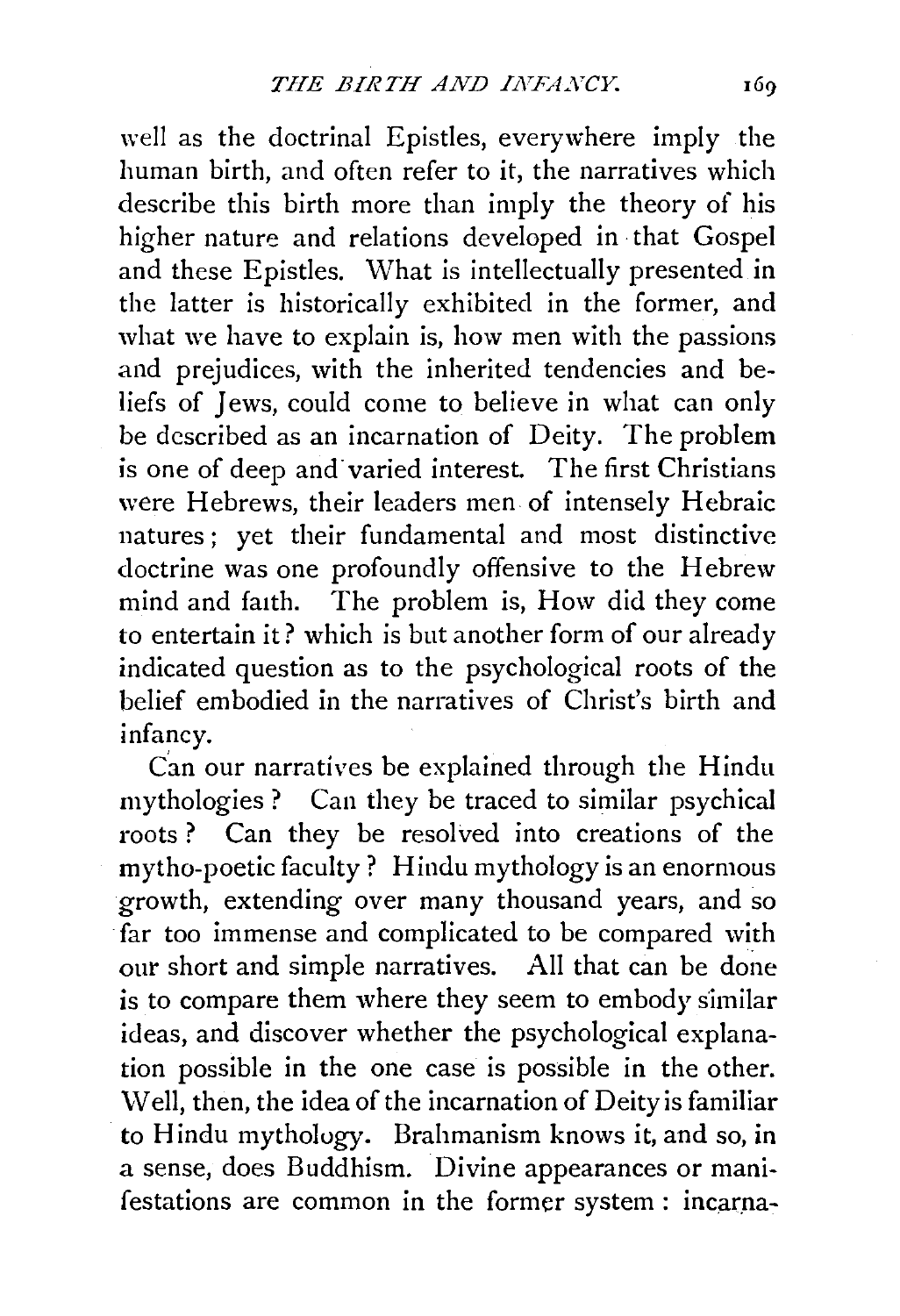well as the doctrinal Epistles, everywhere imply the human birth, and often refer to it, the narratives which describe this birth more than imply the theory of his higher nature and relations developed in that Gospel and these Epistles. What is intellectually presented in the latter is historically exhibited in the former, and what we have to explain is, how men with the passions and prejudices, with the inherited tendencies and beliefs of Jews, could come to believe in what can only be described as an incarnation of Deity. The problem is one of deep and varied interest. The first Christians were Hebrews, their leaders men of intensely Hebraic natures; yet their fundamental and most distinctive doctrine was one profoundly offensive to the Hebrew mind and faith. The problem is, How did they come to entertain it? which is but another form of our already indicated question as to the psychological roots of the belief embodied in the narratives of Christ's birth and infancy.

Can our narratives be explained through the Hindu mythologies? Can they be traced to similar psychical roots? Can they be resolved into creations of the mytho-poetic faculty? Hindu mythology is an enormous growth, extending over many thousand years, and so far too immense and complicated to be compared with our short and simple narratives. All that can be done is to compare them where they seem to embody similar ideas, and discover whether the psychological explanation possible in the one case is possible in the other. Well, then, the idea of the incarnation of Deity is familiar to Hindu mythology. Brahmanism knows it, and so, in a sense, does Buddhism. Divine appearances or manifestations are common in the former system: incarna-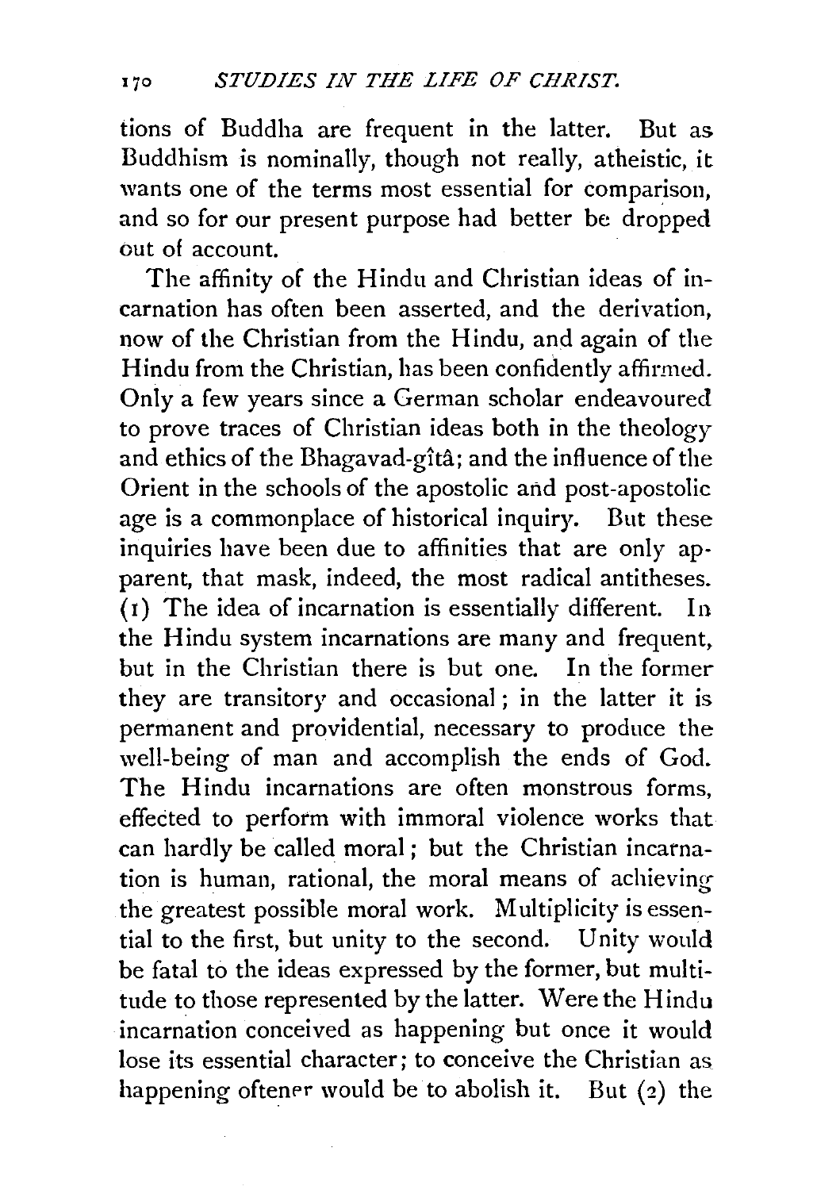tions of Buddha are frequent in the latter. But as Buddhism is nominally, though not really, atheistic, it wants one of the terms most essential for comparison, and so for our present purpose had better be dropped out of account.

The affinity of the Hindu and Christian ideas of incarnation has often been asserted, and the derivation, now of the Christian from the Hindu, and again of the Hindu from the Christian, has been confidently affirmed. Only a few years since a German scholar endeavoured to prove traces of Christian ideas both in the theology and ethics of the Bhagavad-gîtâ; and the influence of the Orient in the schools of the apostolic and post-apostolic age is a commonplace of historical inquiry. But these inquiries have been due to affinities that are only apparent, that mask, indeed, the most radical antitheses. (1) The idea of incarnation is essentially different. In the Hindu system incarnations are many and frequent, but in the Christian there is but one. In the former they are transitory and occasional; in the latter it is permanent and providential, necessary to produce the well-being of man and accomplish the ends of God. The Hindu incarnations are often monstrous forms, effected to perform with immoral violence works that can hardly be called moral; but the Christian incarnation is human, rational, the moral means of achieving the greatest possible moral work. Multiplicity is essential to the first, but unity to the second. Unity would be fatal to the ideas expressed by the former, but multitude to those represented by the latter. Were the Hindu incarnation conceived as happening but once it would lose its essential character; to conceive the Christian as happening oftener would be to abolish it. But (2) the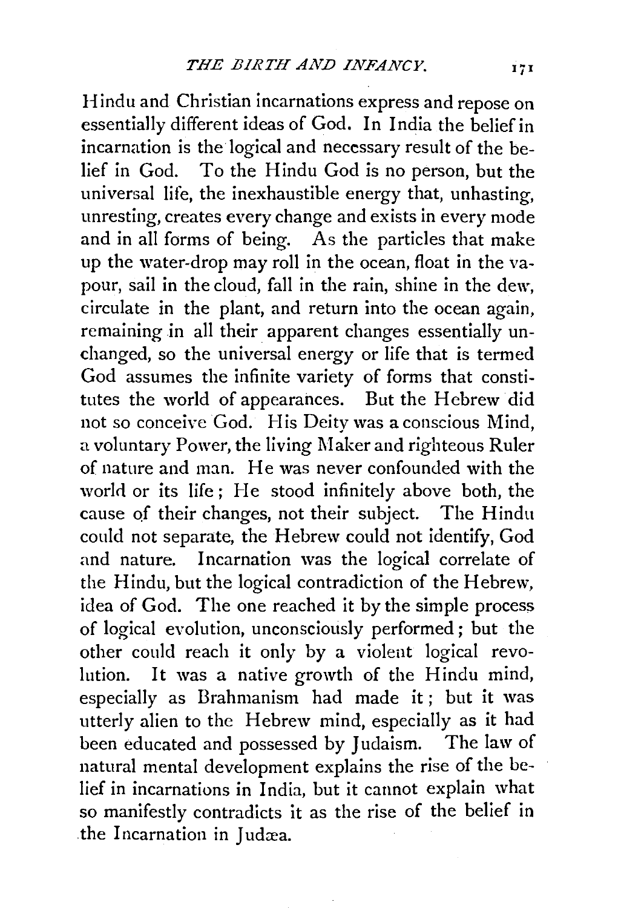Hindu and Christian incarnations express and repose on essentially different ideas of God. In India the belief in incarnation is the logical and necessary result of the belief in God. To the Hindu God is no person, but the universal life, the inexhaustible energy that, unhasting, unresting, creates every change and exists in every mode and in all forms of being. As the particles that make up the water-drop may roll in the ocean, float in the vapour, sail in the cloud, fall in the rain, shine in the dew, circulate in the plant, and return into the ocean again, remaining in all their apparent changes essentially unchanged, so the universal energy or life that is termed God assumes the infinite variety of forms that constitutes the world of appearances. But the Hebrew did not so conceive God. His Deity was a conscious Mind, a voluntary Power, the living Maker and righteous Ruler of nature and man. He was never confounded with the world or its life; He stood infinitely above both, the cause of their changes, not their subject. The Hindu could not separate, the Hebrew could not identify, God and nature. Incarnation was the logical correlate of the Hindu, but the logical contradiction of the Hebrew, idea of God. The one reached it by the simple process of logical evolution, unconsciously performed; but the other could reach it only by a violent logical revolution. It was a native growth of the Hindu mind, especially as Brahmanism had made it; but it was utterly alien to the Hebrew mind, especially as it had been educated and possessed by Judaism. The law of natural mental development explains the rise of the belief in incarnations in India, but it cannot explain what so manifestly contradicts it as the rise of the belief in the Incarnation in Judæa.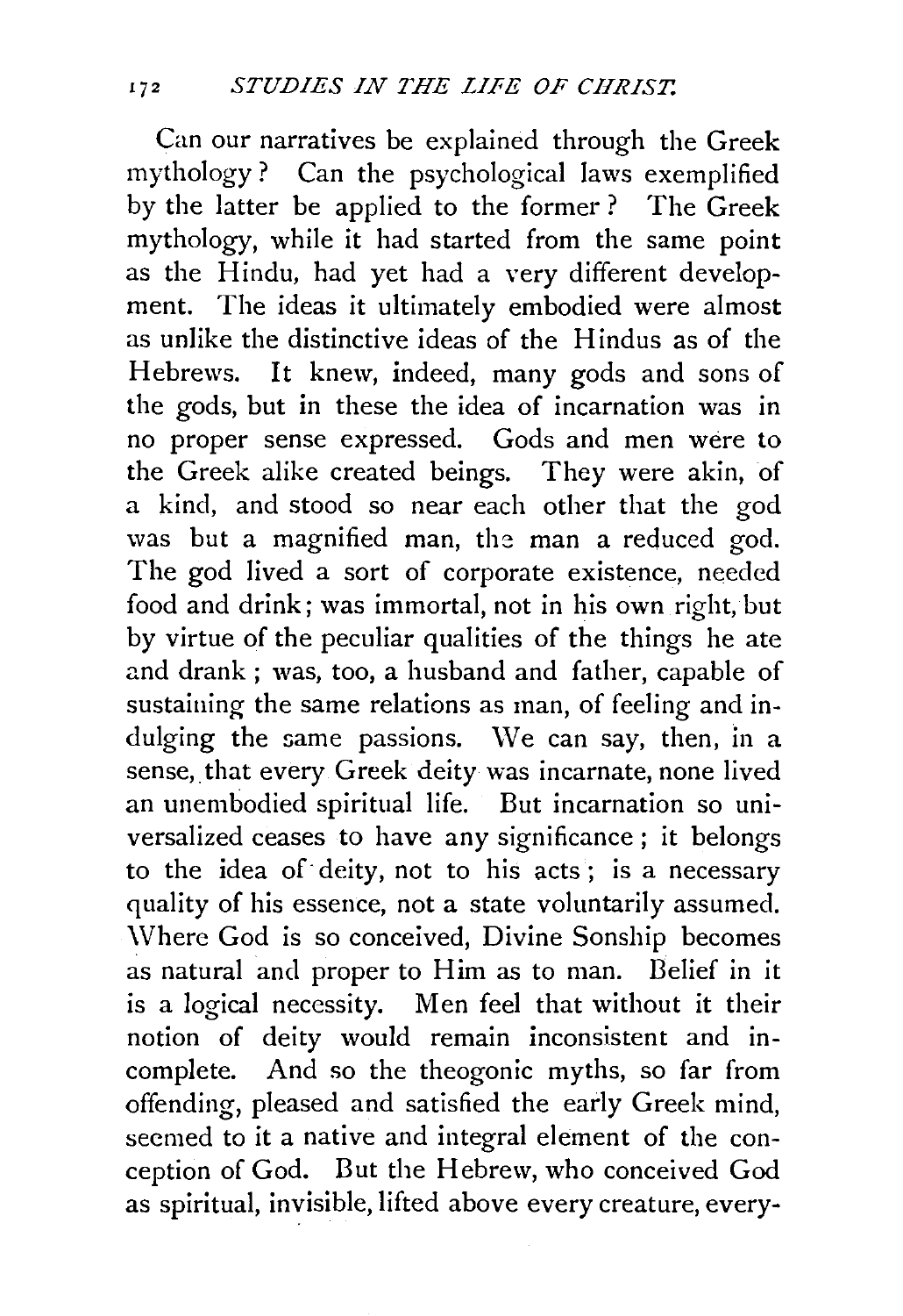Can our narratives be explained through the Greek mythology? Can the psychological laws exemplified by the latter be applied to the former? The Greek mythology, while it had started from the same point as the Hindu, had yet had a very different development. The ideas it ultimately embodied were almost as unlike the distinctive ideas of the Hindus as of the Hebrews. It knew, indeed, many gods and sons of the gods, but in these the idea of incarnation was in no proper sense expressed. Gods and men were to the Greek alike created beings. They were akin, of a kind, and stood so near each other that the god was but a magnified man, the man a reduced god. The god lived a sort of corporate existence, needed food and drink; was immortal, not in his own right, but by virtue of the peculiar qualities of the things he ate and drank; was, too, a husband and father, capable of sustaining the same relations as man, of feeling and indulging the same passions. We can say, then, in a sense, that every Greek deity was incarnate, none lived an unembodied spiritual life. But incarnation so universalized ceases to have any significance; it belongs to the idea of deity, not to his acts; is a necessary quality of his essence, not a state voluntarily assumed. Where God is so conceived, Divine Sonship becomes as natural and proper to Him as to man. Belief in it is a logical necessity. Men feel that without it their notion of deity would remain inconsistent and incomplete. And so the theogonic myths, so far from offending, pleased and satisfied the early Greek mind, seemed to it a native and integral element of the conception of God. But the Hebrew, who conceived God as spiritual, invisible, lifted above every creature, every-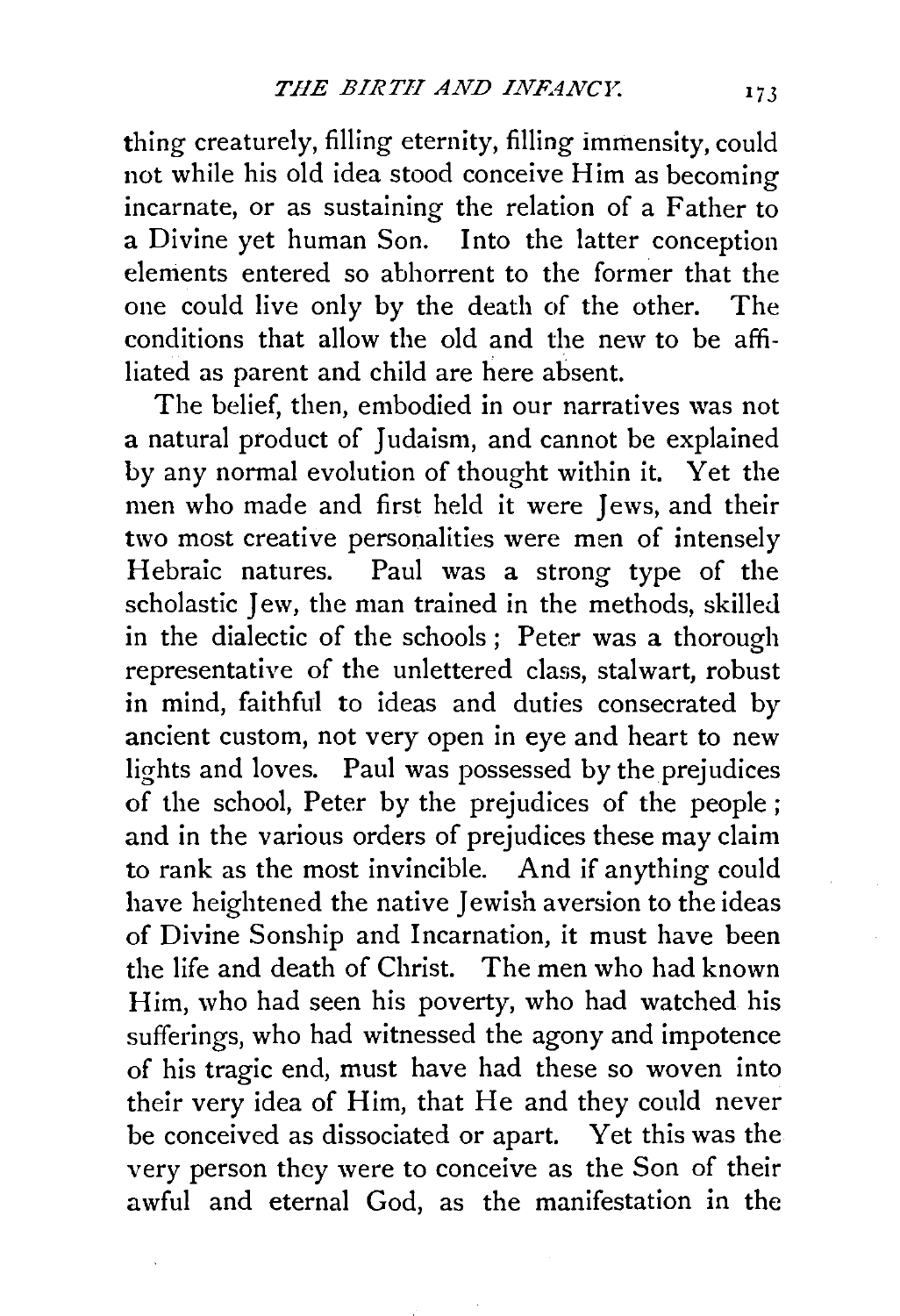thing creaturely, filling eternity, filling immensity, could not while his old idea stood conceive Him as becoming incarnate, or as sustaining the relation of a Father to a Divine yet human Son. Into the latter conception elements entered so abhorrent to the former that the one could live only by the death of the other. The conditions that allow the old and the new to be affiliated as parent and child are here absent.

The belief, then, embodied in our narratives was not a natural product of Judaism, and cannot be explained by any normal evolution of thought within it. Yet the men who made and first held it were Jews, and their two most creative personalities were men of intensely Hebraic natures. Paul was a strong type of the scholastic Jew, the man trained in the methods, skilled in the dialectic of the schools; Peter was a thorough representative of the unlettered class, stalwart, robust in mind, faithful to ideas and duties consecrated by ancient custom, not very open in eye and heart to new lights and loves. Paul was possessed by the prejudices of the school, Peter by the prejudices of the people; and in the various orders of prejudices these may claim to rank as the most invincible. And if anything could have heightened the native Jewish aversion to the ideas of Divine Sonship and Incarnation, it must have been the life and death of Christ. The men who had known Him, who had seen his poverty, who had watched his sufferings, who had witnessed the agony and impotence of his tragic end, must have had these so woven into their very idea of Him, that He and they could never be conceived as dissociated or apart. Yet this was the very person they were to conceive as the Son of their awful and eternal God, as the manifestation in the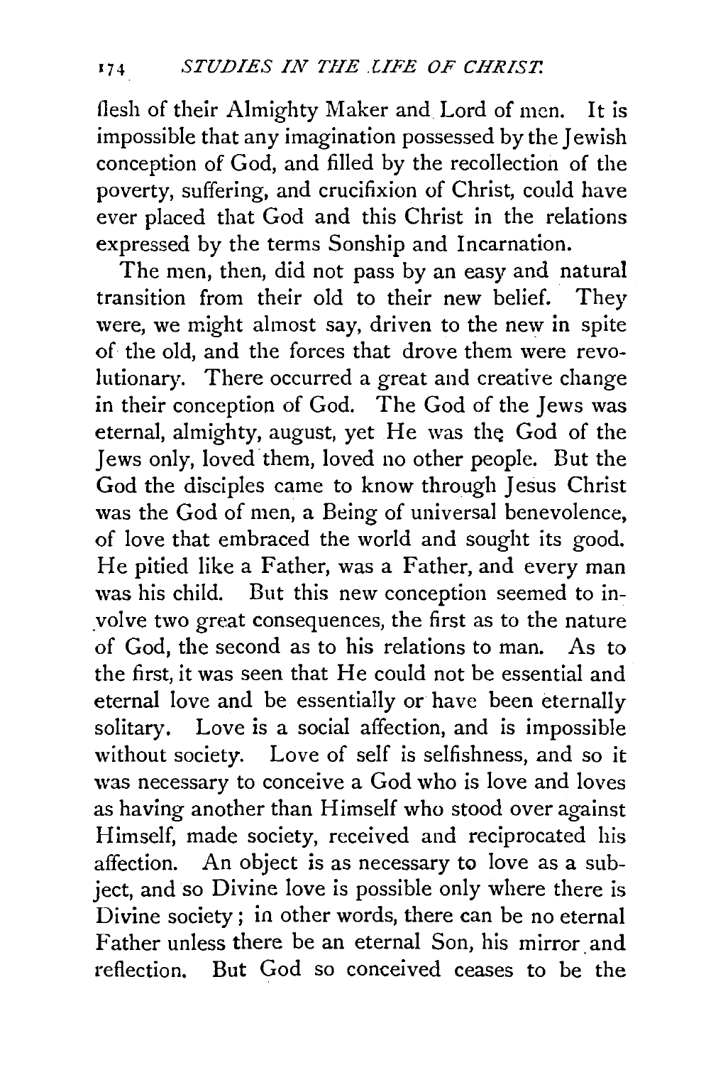flesh of their Almighty Maker and Lord of men. It is impossible that any imagination possessed by the Jewish conception of God, and filled by the recollection of the poverty, suffering, and crucifixion of Christ, could have ever placed that God and this Christ in the relations expressed by the terms Sonship and Incarnation.

The men, then, did not pass by an easy and natural transition from their old to their new belief. They were, we might almost say, driven to the new in spite of the old, and the forces that drove them were revolutionary. There occurred a great and creative change in their conception of God. The God of the Jews was eternal, almighty, august, yet He was the God of the Jews only, loved them, loved no other people. But the God the disciples came to know through Jesus Christ was the God of men, a Being of universal benevolence, of love that embraced the world and sought its good. He pitied like a Father, was a Father, and every man was his child. But this new conception seemed to involve two great consequences, the first as to the nature of God, the second as to his relations to man. As to the first, it was seen that He could not be essential and eternal love and be essentially or have been eternally solitary. Love is a social affection, and is impossible without society. Love of self is selfishness, and so it was necessary to conceive a God who is love and loves as having another than Himself who stood over against Himself, made society, received and reciprocated his affection. An object is as necessary to love as a subject, and so Divine love is possible only where there is Divine society; in other words, there can be no eternal Father unless there be an eternal Son, his mirror and reflection. But God so conceived ceases to be the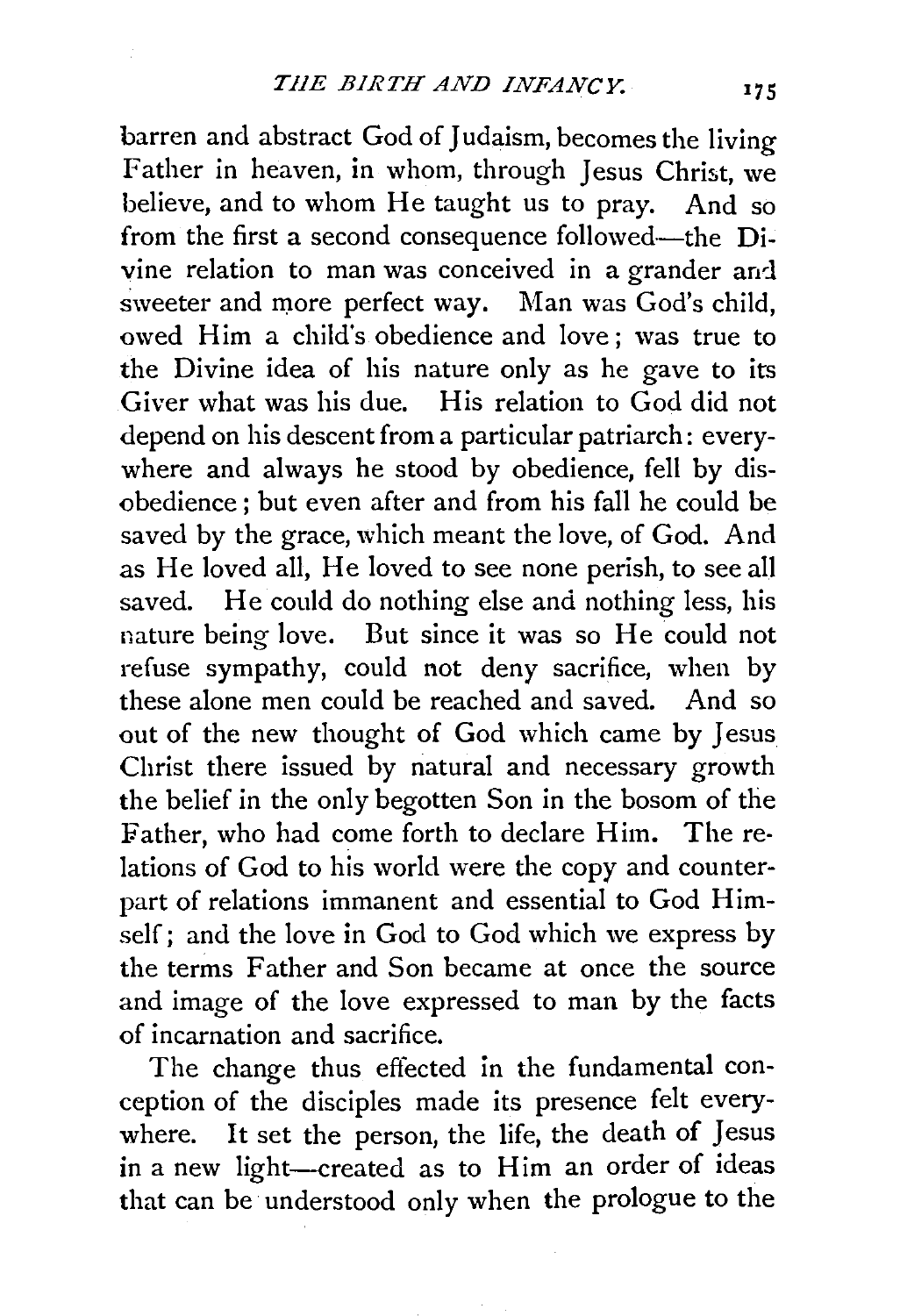barren and abstract God of Judaism, becomes the living Father in heaven, in whom, through Jesus Christ, we believe, and to whom He taught us to pray. And so from the first a second consequence followed—the Divine relation to man was conceived in a grander and sweeter and more perfect way. Man was God's child, owed Him a child's obedience and love; was true to the Divine idea of his nature only as he gave to its Giver what was his due. His relation to God did not depend on his descent from a particular patriarch: everywhere and always he stood by obedience, fell by disobedience; but even after and from his fall he could be saved by the grace, which meant the love, of God. And as He loved all, He loved to see none perish, to see all saved. He could do nothing else and nothing less, his nature being love. But since it was so He could not refuse sympathy, could not deny sacrifice, when by these alone men could be reached and saved. And so out of the new thought of God which came by Jesus Christ there issued by natural and necessary growth the belief in the only begotten Son in the bosom of the Father, who had come forth to declare Him. The relations of God to his world were the copy and counterpart of relations immanent and essential to God Himself; and the love in God to God which we express by the terms Father and Son became at once the source and image of the love expressed to man by the facts of incarnation and sacrifice.

The change thus effected in the fundamental conception of the disciples made its presence felt everywhere. It set the person, the life, the death of Jesus in a new light—created as to Him an order of ideas that can be understood only when the prologue to the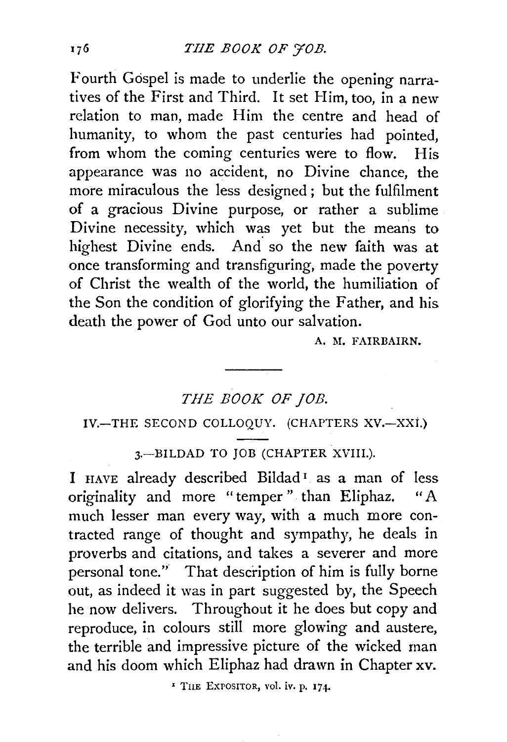Fourth Gospel is made to underlie the opening narratives of the First and Third. It set Him, too, in a new relation to man, made Him the centre and head of humanity, to whom the past centuries had pointed, from whom the coming centuries were to flow. His appearance was no accident, no Divine chance, the more miraculous the less designed; but the fulfilment of a gracious Divine purpose, or rather a sublime Divine necessity, which was yet but the means to highest Divine ends. And so the new faith was at once transforming and transfiguring, made the poverty of Christ the wealth of the world, the humiliation of the Son the condition of glorifying the Father, and his death the power of God unto our salvation.

A. M. FAIRBAIRN.

---

# *THE BOOK OF JOB.*

## IV.—THE SECOND COLLOQUY. (CHAPTERS XV.—XXI.)

### 3.—BILDAD TO JOB (CHAPTER XVIII.).

I HAVE already described Bildad[1] as a man of less originality and more "temper" than Eliphaz. "A much lesser man every way, with a much more contracted range of thought and sympathy, he deals in proverbs and citations, and takes a severer and more personal tone." That description of him is fully borne out, as indeed it was in part suggested by, the Speech he now delivers. Throughout it he does but copy and reproduce, in colours still more glowing and austere, the terrible and impressive picture of the wicked man and his doom which Eliphaz had drawn in Chapter xv.

[1] THE EXPOSITOR, vol. iv. p. 174.